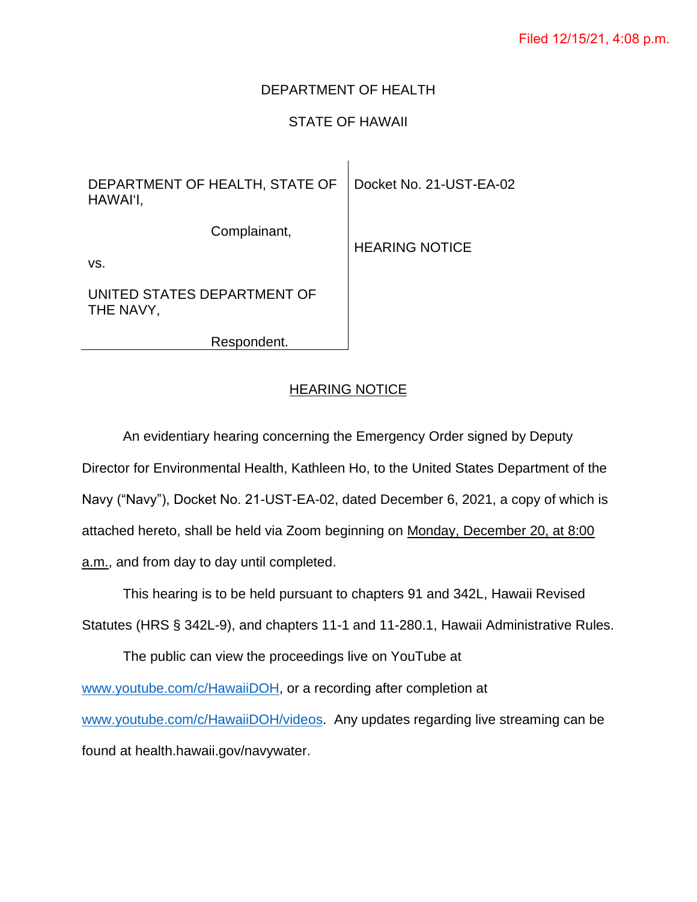Filed 12/15/21, 4:08 p.m.

DEPARTMENT OF HEALTH

STATE OF HAWAII

| DEPARTMENT OF HEALTH, STATE OF HAWAIʻI,<br><br>Complainant,<br><br>vs.<br><br>UNITED STATES DEPARTMENT OF THE NAVY,<br><br>Respondent. | Docket No. 21-UST-EA-02<br><br>HEARING NOTICE |
|---|---|

## HEARING NOTICE

An evidentiary hearing concerning the Emergency Order signed by Deputy Director for Environmental Health, Kathleen Ho, to the United States Department of the Navy ("Navy"), Docket No. 21-UST-EA-02, dated December 6, 2021, a copy of which is attached hereto, shall be held via Zoom beginning on Monday, December 20, at 8:00 a.m., and from day to day until completed.

This hearing is to be held pursuant to chapters 91 and 342L, Hawaii Revised Statutes (HRS § 342L-9), and chapters 11-1 and 11-280.1, Hawaii Administrative Rules.

The public can view the proceedings live on YouTube at www.youtube.com/c/HawaiiDOH, or a recording after completion at www.youtube.com/c/HawaiiDOH/videos. Any updates regarding live streaming can be found at health.hawaii.gov/navywater.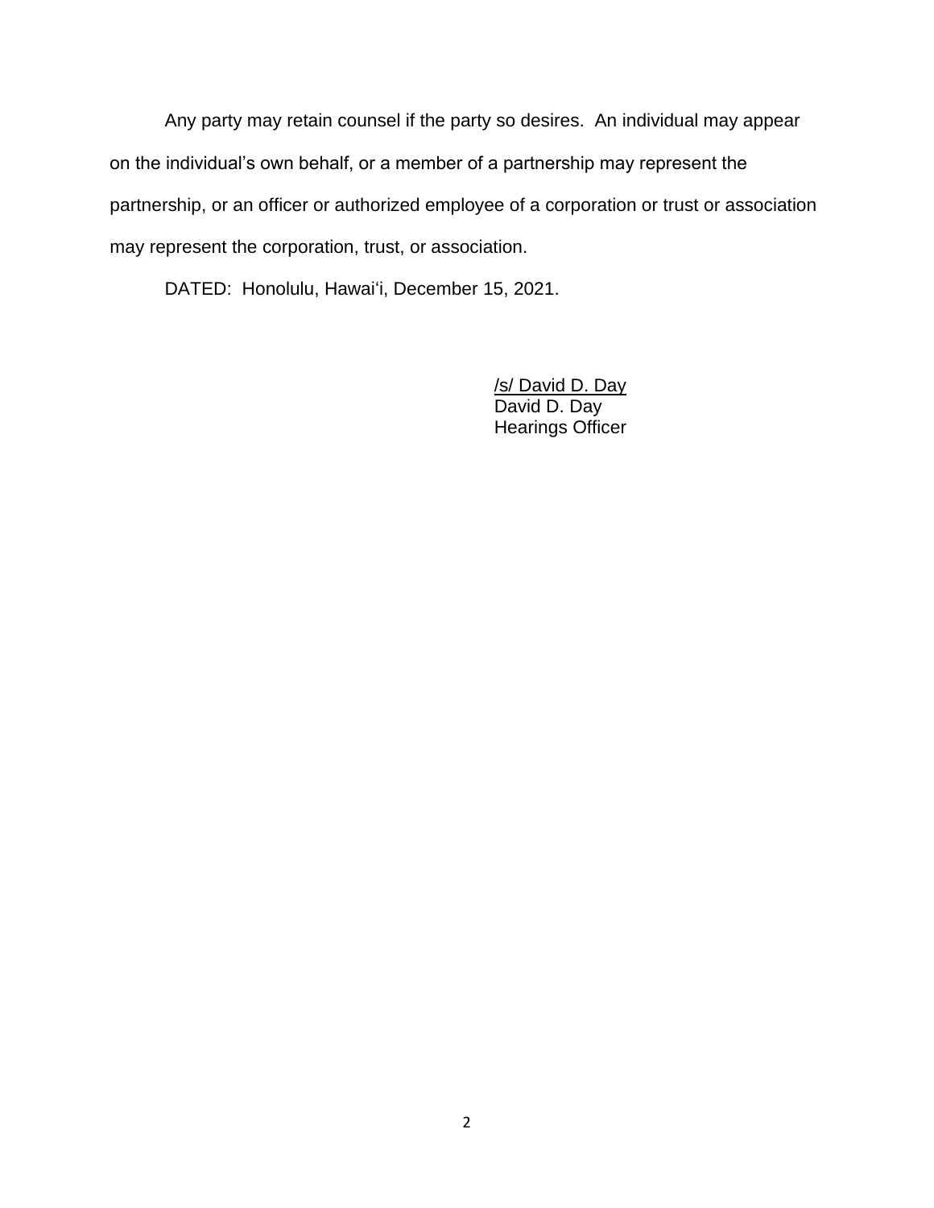Any party may retain counsel if the party so desires. An individual may appear on the individual's own behalf, or a member of a partnership may represent the partnership, or an officer or authorized employee of a corporation or trust or association may represent the corporation, trust, or association.

DATED: Honolulu, Hawai'i, December 15, 2021.

/s/ David D. Day
David D. Day
Hearings Officer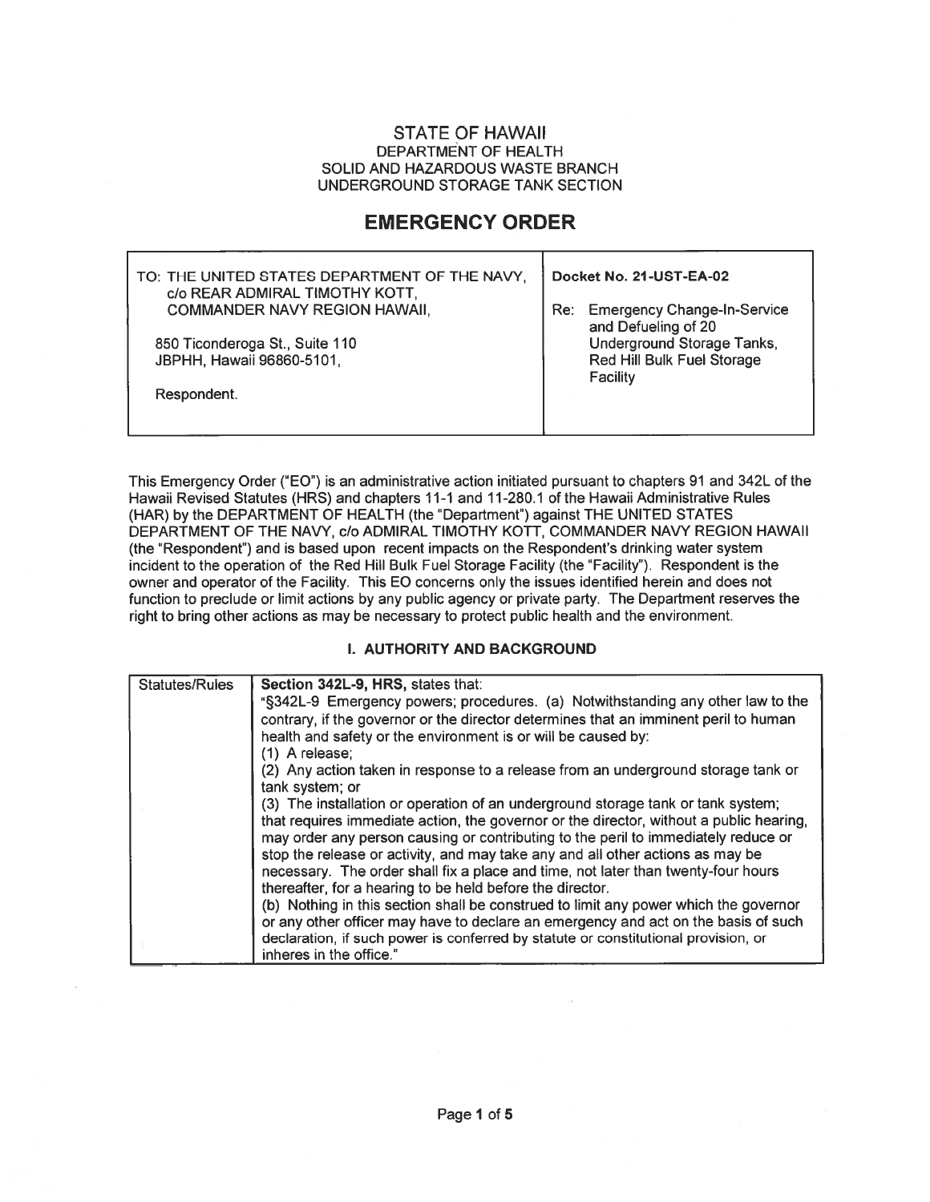# STATE OF HAWAII
## DEPARTMENT OF HEALTH
## SOLID AND HAZARDOUS WASTE BRANCH
## UNDERGROUND STORAGE TANK SECTION

# EMERGENCY ORDER

| TO: THE UNITED STATES DEPARTMENT OF THE NAVY, c/o REAR ADMIRAL TIMOTHY KOTT, COMMANDER NAVY REGION HAWAII,<br><br>850 Ticonderoga St., Suite 110<br>JBPHH, Hawaii 96860-5101,<br><br>Respondent. | **Docket No. 21-UST-EA-02**<br><br>Re: Emergency Change-In-Service and Defueling of 20 Underground Storage Tanks, Red Hill Bulk Fuel Storage Facility |
|---|---|

This Emergency Order ("EO") is an administrative action initiated pursuant to chapters 91 and 342L of the Hawaii Revised Statutes (HRS) and chapters 11-1 and 11-280.1 of the Hawaii Administrative Rules (HAR) by the DEPARTMENT OF HEALTH (the "Department") against THE UNITED STATES DEPARTMENT OF THE NAVY, c/o ADMIRAL TIMOTHY KOTT, COMMANDER NAVY REGION HAWAII (the "Respondent") and is based upon recent impacts on the Respondent's drinking water system incident to the operation of the Red Hill Bulk Fuel Storage Facility (the "Facility"). Respondent is the owner and operator of the Facility. This EO concerns only the issues identified herein and does not function to preclude or limit actions by any public agency or private party. The Department reserves the right to bring other actions as may be necessary to protect public health and the environment.

### I. AUTHORITY AND BACKGROUND

| Statutes/Rules | **Section 342L-9, HRS,** states that:<br>"§342L-9 Emergency powers; procedures. (a) Notwithstanding any other law to the contrary, if the governor or the director determines that an imminent peril to human health and safety or the environment is or will be caused by:<br>(1) A release;<br>(2) Any action taken in response to a release from an underground storage tank or tank system; or<br>(3) The installation or operation of an underground storage tank or tank system;<br>that requires immediate action, the governor or the director, without a public hearing, may order any person causing or contributing to the peril to immediately reduce or stop the release or activity, and may take any and all other actions as may be necessary. The order shall fix a place and time, not later than twenty-four hours thereafter, for a hearing to be held before the director.<br>(b) Nothing in this section shall be construed to limit any power which the governor or any other officer may have to declare an emergency and act on the basis of such declaration, if such power is conferred by statute or constitutional provision, or inheres in the office." |
|---|---|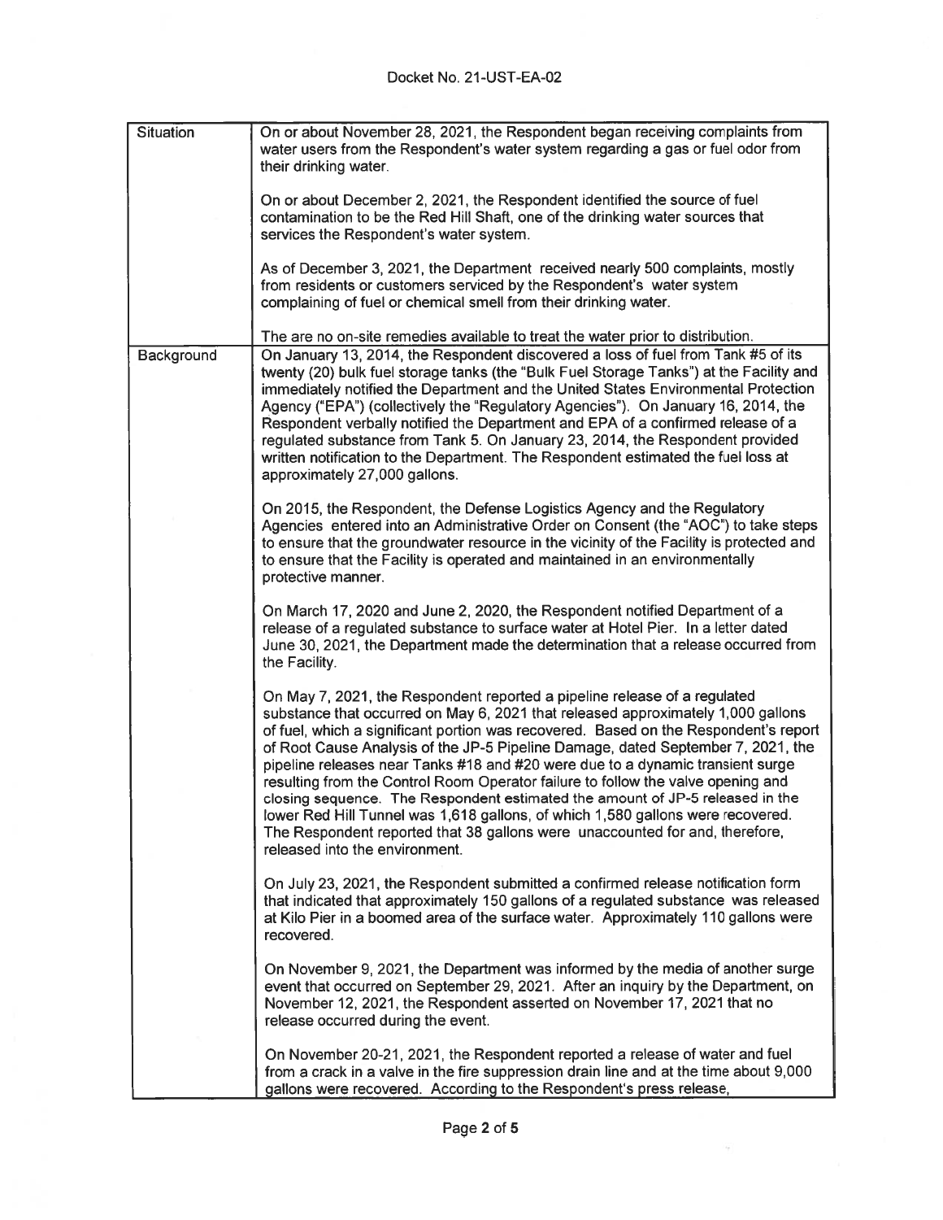| | |
|---|---|
| Situation | On or about November 28, 2021, the Respondent began receiving complaints from water users from the Respondent's water system regarding a gas or fuel odor from their drinking water.<br><br>On or about December 2, 2021, the Respondent identified the source of fuel contamination to be the Red Hill Shaft, one of the drinking water sources that services the Respondent's water system.<br><br>As of December 3, 2021, the Department received nearly 500 complaints, mostly from residents or customers serviced by the Respondent's water system complaining of fuel or chemical smell from their drinking water.<br><br>The are no on-site remedies available to treat the water prior to distribution. |
| Background | On January 13, 2014, the Respondent discovered a loss of fuel from Tank #5 of its twenty (20) bulk fuel storage tanks (the "Bulk Fuel Storage Tanks") at the Facility and immediately notified the Department and the United States Environmental Protection Agency ("EPA") (collectively the "Regulatory Agencies"). On January 16, 2014, the Respondent verbally notified the Department and EPA of a confirmed release of a regulated substance from Tank 5. On January 23, 2014, the Respondent provided written notification to the Department. The Respondent estimated the fuel loss at approximately 27,000 gallons.<br><br>On 2015, the Respondent, the Defense Logistics Agency and the Regulatory Agencies entered into an Administrative Order on Consent (the "AOC") to take steps to ensure that the groundwater resource in the vicinity of the Facility is protected and to ensure that the Facility is operated and maintained in an environmentally protective manner.<br><br>On March 17, 2020 and June 2, 2020, the Respondent notified Department of a release of a regulated substance to surface water at Hotel Pier. In a letter dated June 30, 2021, the Department made the determination that a release occurred from the Facility.<br><br>On May 7, 2021, the Respondent reported a pipeline release of a regulated substance that occurred on May 6, 2021 that released approximately 1,000 gallons of fuel, which a significant portion was recovered. Based on the Respondent's report of Root Cause Analysis of the JP-5 Pipeline Damage, dated September 7, 2021, the pipeline releases near Tanks #18 and #20 were due to a dynamic transient surge resulting from the Control Room Operator failure to follow the valve opening and closing sequence. The Respondent estimated the amount of JP-5 released in the lower Red Hill Tunnel was 1,618 gallons, of which 1,580 gallons were recovered. The Respondent reported that 38 gallons were unaccounted for and, therefore, released into the environment.<br><br>On July 23, 2021, the Respondent submitted a confirmed release notification form that indicated that approximately 150 gallons of a regulated substance was released at Kilo Pier in a boomed area of the surface water. Approximately 110 gallons were recovered.<br><br>On November 9, 2021, the Department was informed by the media of another surge event that occurred on September 29, 2021. After an inquiry by the Department, on November 12, 2021, the Respondent asserted on November 17, 2021 that no release occurred during the event.<br><br>On November 20-21, 2021, the Respondent reported a release of water and fuel from a crack in a valve in the fire suppression drain line and at the time about 9,000 gallons were recovered. According to the Respondent's press release, |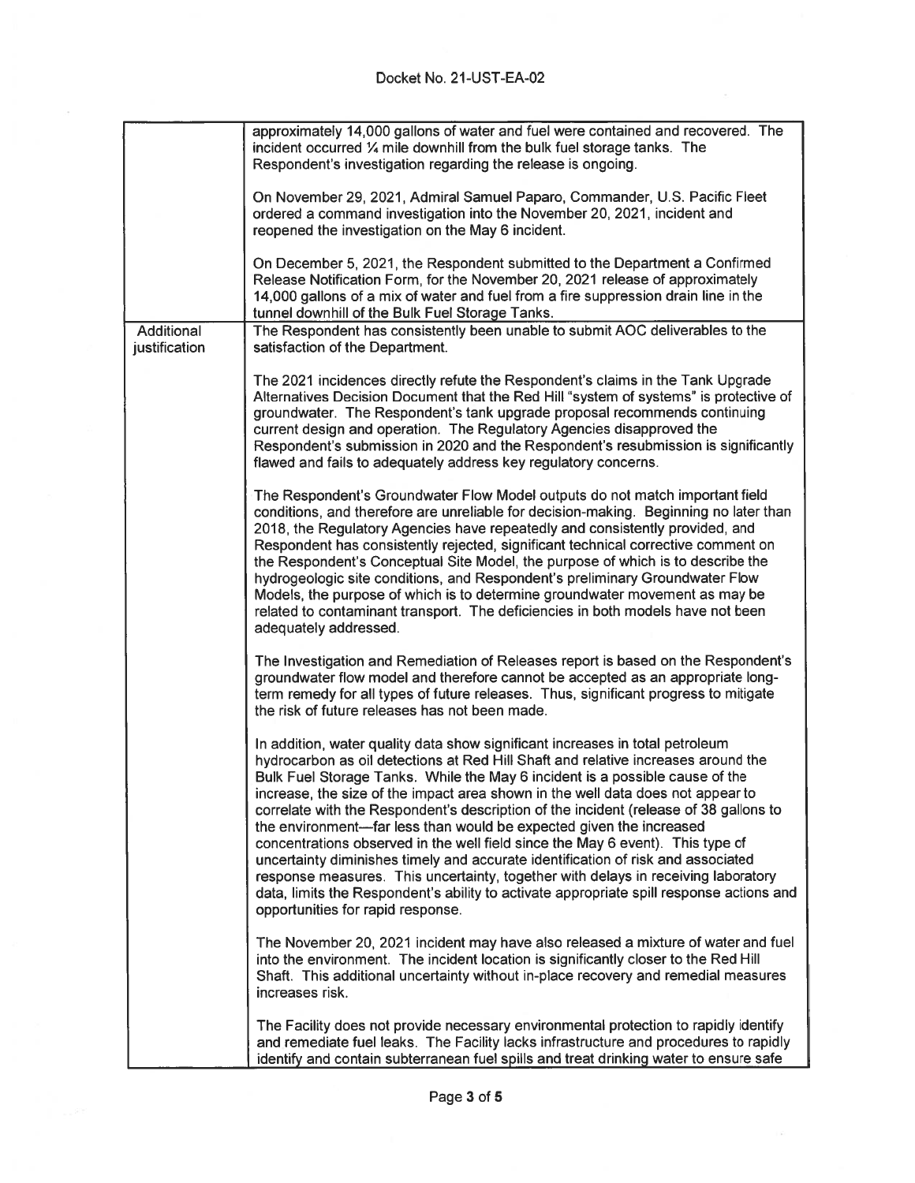| | |
|---|---|
| | approximately 14,000 gallons of water and fuel were contained and recovered. The incident occurred ¼ mile downhill from the bulk fuel storage tanks. The Respondent's investigation regarding the release is ongoing.<br><br>On November 29, 2021, Admiral Samuel Paparo, Commander, U.S. Pacific Fleet ordered a command investigation into the November 20, 2021, incident and reopened the investigation on the May 6 incident.<br><br>On December 5, 2021, the Respondent submitted to the Department a Confirmed Release Notification Form, for the November 20, 2021 release of approximately 14,000 gallons of a mix of water and fuel from a fire suppression drain line in the tunnel downhill of the Bulk Fuel Storage Tanks. |
| Additional justification | The Respondent has consistently been unable to submit AOC deliverables to the satisfaction of the Department.<br><br>The 2021 incidences directly refute the Respondent's claims in the Tank Upgrade Alternatives Decision Document that the Red Hill "system of systems" is protective of groundwater. The Respondent's tank upgrade proposal recommends continuing current design and operation. The Regulatory Agencies disapproved the Respondent's submission in 2020 and the Respondent's resubmission is significantly flawed and fails to adequately address key regulatory concerns.<br><br>The Respondent's Groundwater Flow Model outputs do not match important field conditions, and therefore are unreliable for decision-making. Beginning no later than 2018, the Regulatory Agencies have repeatedly and consistently provided, and Respondent has consistently rejected, significant technical corrective comment on the Respondent's Conceptual Site Model, the purpose of which is to describe the hydrogeologic site conditions, and Respondent's preliminary Groundwater Flow Models, the purpose of which is to determine groundwater movement as may be related to contaminant transport. The deficiencies in both models have not been adequately addressed.<br><br>The Investigation and Remediation of Releases report is based on the Respondent's groundwater flow model and therefore cannot be accepted as an appropriate long-term remedy for all types of future releases. Thus, significant progress to mitigate the risk of future releases has not been made.<br><br>In addition, water quality data show significant increases in total petroleum hydrocarbon as oil detections at Red Hill Shaft and relative increases around the Bulk Fuel Storage Tanks. While the May 6 incident is a possible cause of the increase, the size of the impact area shown in the well data does not appear to correlate with the Respondent's description of the incident (release of 38 gallons to the environment—far less than would be expected given the increased concentrations observed in the well field since the May 6 event). This type of uncertainty diminishes timely and accurate identification of risk and associated response measures. This uncertainty, together with delays in receiving laboratory data, limits the Respondent's ability to activate appropriate spill response actions and opportunities for rapid response.<br><br>The November 20, 2021 incident may have also released a mixture of water and fuel into the environment. The incident location is significantly closer to the Red Hill Shaft. This additional uncertainty without in-place recovery and remedial measures increases risk.<br><br>The Facility does not provide necessary environmental protection to rapidly identify and remediate fuel leaks. The Facility lacks infrastructure and procedures to rapidly identify and contain subterranean fuel spills and treat drinking water to ensure safe |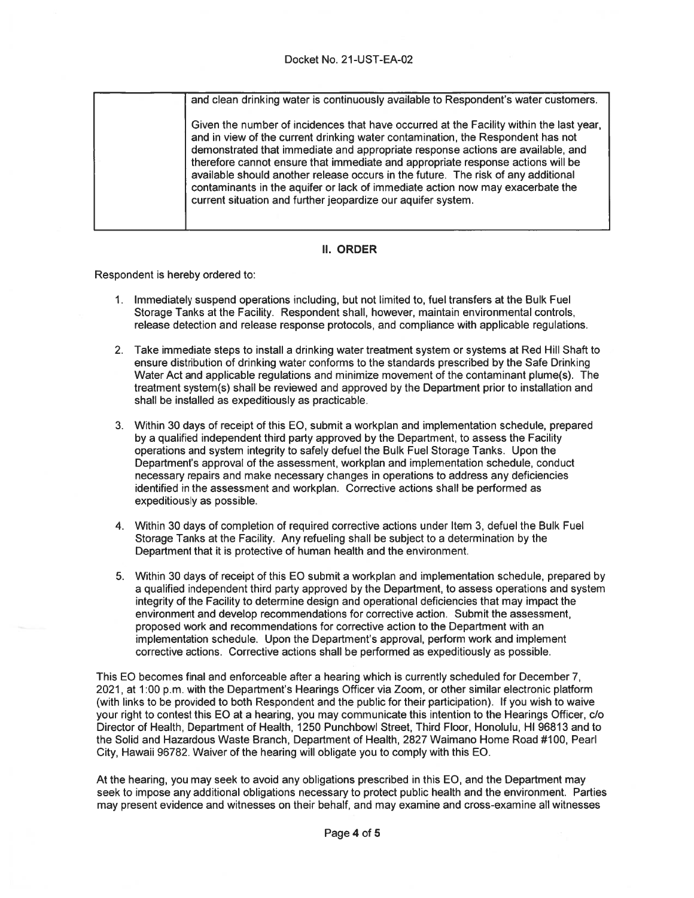| | and clean drinking water is continuously available to Respondent's water customers.<br><br>Given the number of incidences that have occurred at the Facility within the last year, and in view of the current drinking water contamination, the Respondent has not demonstrated that immediate and appropriate response actions are available, and therefore cannot ensure that immediate and appropriate response actions will be available should another release occurs in the future. The risk of any additional contaminants in the aquifer or lack of immediate action now may exacerbate the current situation and further jeopardize our aquifer system. |
|---|---|

## II. ORDER

Respondent is hereby ordered to:

1. Immediately suspend operations including, but not limited to, fuel transfers at the Bulk Fuel Storage Tanks at the Facility. Respondent shall, however, maintain environmental controls, release detection and release response protocols, and compliance with applicable regulations.

2. Take immediate steps to install a drinking water treatment system or systems at Red Hill Shaft to ensure distribution of drinking water conforms to the standards prescribed by the Safe Drinking Water Act and applicable regulations and minimize movement of the contaminant plume(s). The treatment system(s) shall be reviewed and approved by the Department prior to installation and shall be installed as expeditiously as practicable.

3. Within 30 days of receipt of this EO, submit a workplan and implementation schedule, prepared by a qualified independent third party approved by the Department, to assess the Facility operations and system integrity to safely defuel the Bulk Fuel Storage Tanks. Upon the Department's approval of the assessment, workplan and implementation schedule, conduct necessary repairs and make necessary changes in operations to address any deficiencies identified in the assessment and workplan. Corrective actions shall be performed as expeditiously as possible.

4. Within 30 days of completion of required corrective actions under Item 3, defuel the Bulk Fuel Storage Tanks at the Facility. Any refueling shall be subject to a determination by the Department that it is protective of human health and the environment.

5. Within 30 days of receipt of this EO submit a workplan and implementation schedule, prepared by a qualified independent third party approved by the Department, to assess operations and system integrity of the Facility to determine design and operational deficiencies that may impact the environment and develop recommendations for corrective action. Submit the assessment, proposed work and recommendations for corrective action to the Department with an implementation schedule. Upon the Department's approval, perform work and implement corrective actions. Corrective actions shall be performed as expeditiously as possible.

This EO becomes final and enforceable after a hearing which is currently scheduled for December 7, 2021, at 1:00 p.m. with the Department's Hearings Officer via Zoom, or other similar electronic platform (with links to be provided to both Respondent and the public for their participation). If you wish to waive your right to contest this EO at a hearing, you may communicate this intention to the Hearings Officer, c/o Director of Health, Department of Health, 1250 Punchbowl Street, Third Floor, Honolulu, HI 96813 and to the Solid and Hazardous Waste Branch, Department of Health, 2827 Waimano Home Road #100, Pearl City, Hawaii 96782. Waiver of the hearing will obligate you to comply with this EO.

At the hearing, you may seek to avoid any obligations prescribed in this EO, and the Department may seek to impose any additional obligations necessary to protect public health and the environment. Parties may present evidence and witnesses on their behalf, and may examine and cross-examine all witnesses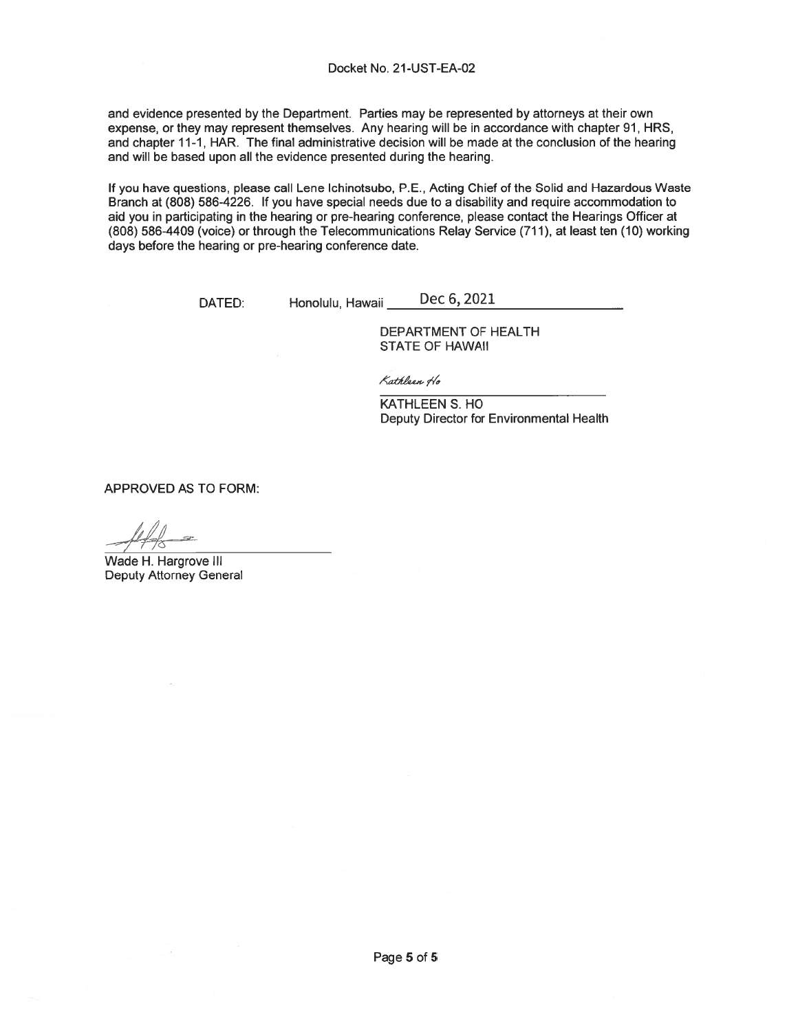and evidence presented by the Department. Parties may be represented by attorneys at their own expense, or they may represent themselves. Any hearing will be in accordance with chapter 91, HRS, and chapter 11-1, HAR. The final administrative decision will be made at the conclusion of the hearing and will be based upon all the evidence presented during the hearing.

If you have questions, please call Lene Ichinotsubo, P.E., Acting Chief of the Solid and Hazardous Waste Branch at (808) 586-4226. If you have special needs due to a disability and require accommodation to aid you in participating in the hearing or pre-hearing conference, please contact the Hearings Officer at (808) 586-4409 (voice) or through the Telecommunications Relay Service (711), at least ten (10) working days before the hearing or pre-hearing conference date.

DATED: Honolulu, Hawaii Dec 6, 2021

DEPARTMENT OF HEALTH
STATE OF HAWAII

*Kathleen Ho*

KATHLEEN S. HO
Deputy Director for Environmental Health

APPROVED AS TO FORM:

Wade H. Hargrove III
Deputy Attorney General